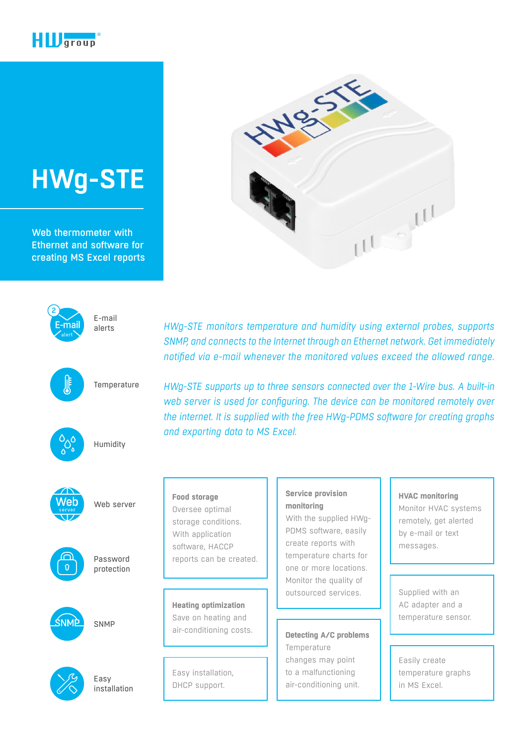# HWg-STE

Web thermometer with Ethernet and software for creating MS Excel reports

- E-mail alerts
- Temperature
- Humidity
- Web server
- Password protection
- SNMP
- Easy installation

*HWg-STE monitors temperature and humidity using external probes, supports SNMP, and connects to the Internet through an Ethernet network. Get immediately notified via e-mail whenever the monitored values exceed the allowed range.*

*HWg-STE supports up to three sensors connected over the 1-Wire bus. A built-in web server is used for configuring. The device can be monitored remotely over the internet. It is supplied with the free HWg-PDMS software for creating graphs and exporting data to MS Excel.*

**Food storage**
Oversee optimal storage conditions. With application software, HACCP reports can be created.

**Heating optimization**
Save on heating and air-conditioning costs.

Easy installation, DHCP support.

**Service provision monitoring**
With the supplied HWg-PDMS software, easily create reports with temperature charts for one or more locations. Monitor the quality of outsourced services.

**Detecting A/C problems**
Temperature changes may point to a malfunctioning air-conditioning unit.

**HVAC monitoring**
Monitor HVAC systems remotely, get alerted by e-mail or text messages.

Supplied with an AC adapter and a temperature sensor.

Easily create temperature graphs in MS Excel.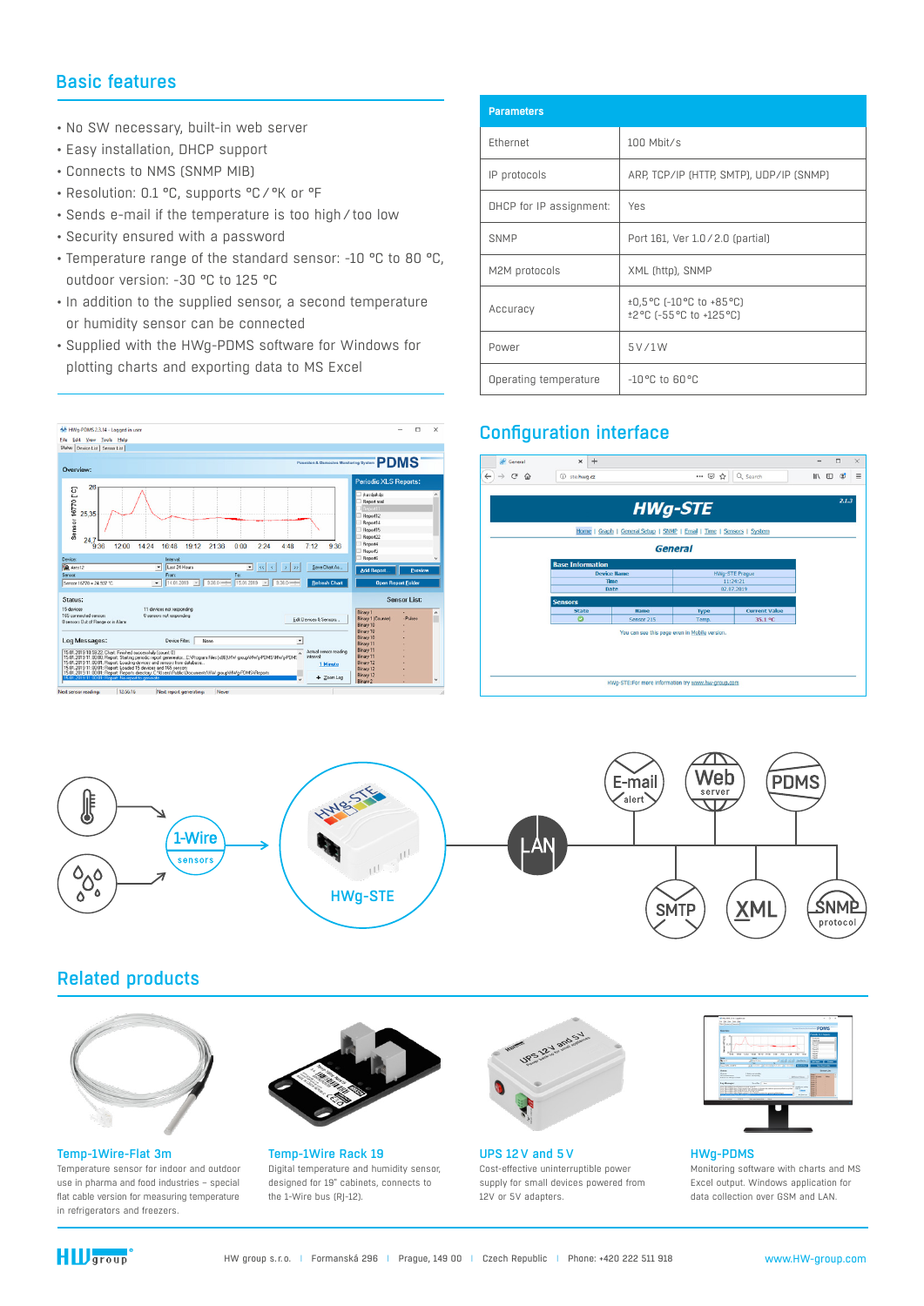## Basic features

- No SW necessary, built-in web server
- Easy installation, DHCP support
- Connects to NMS (SNMP MIB)
- Resolution: 0.1 °C, supports °C / °K or °F
- Sends e-mail if the temperature is too high / too low
- Security ensured with a password
- Temperature range of the standard sensor: -10 °C to 80 °C, outdoor version: -30 °C to 125 °C
- In addition to the supplied sensor, a second temperature or humidity sensor can be connected
- Supplied with the HWg-PDMS software for Windows for plotting charts and exporting data to MS Excel

| Parameters | |
|---|---|
| Ethernet | 100 Mbit/s |
| IP protocols | ARP, TCP/IP (HTTP, SMTP), UDP/IP (SNMP) |
| DHCP for IP assignment: | Yes |
| SNMP | Port 161, Ver 1.0 / 2.0 (partial) |
| M2M protocols | XML (http), SNMP |
| Accuracy | ±0,5 °C (-10 °C to +85 °C)<br>±2 °C (-55 °C to +125 °C) |
| Power | 5 V / 1 W |
| Operating temperature | -10 °C to 60 °C |

## Configuration interface

1-Wire sensors

HWg-STE

LAN

E-mail alert

Web server

PDMS

SMTP

XML

SNMP protocol

## Related products

**Temp-1Wire-Flat 3m**
Temperature sensor for indoor and outdoor use in pharma and food industries – special flat cable version for measuring temperature in refrigerators and freezers.

**Temp-1Wire Rack 19**
Digital temperature and humidity sensor, designed for 19" cabinets, connects to the 1-Wire bus (RJ-12).

**UPS 12 V and 5 V**
Cost-effective uninterruptible power supply for small devices powered from 12V or 5V adapters.

**HWg-PDMS**
Monitoring software with charts and MS Excel output. Windows application for data collection over GSM and LAN.

HW group s.r.o. | Formanská 296 | Prague, 149 00 | Czech Republic | Phone: +420 222 511 918 www.HW-group.com